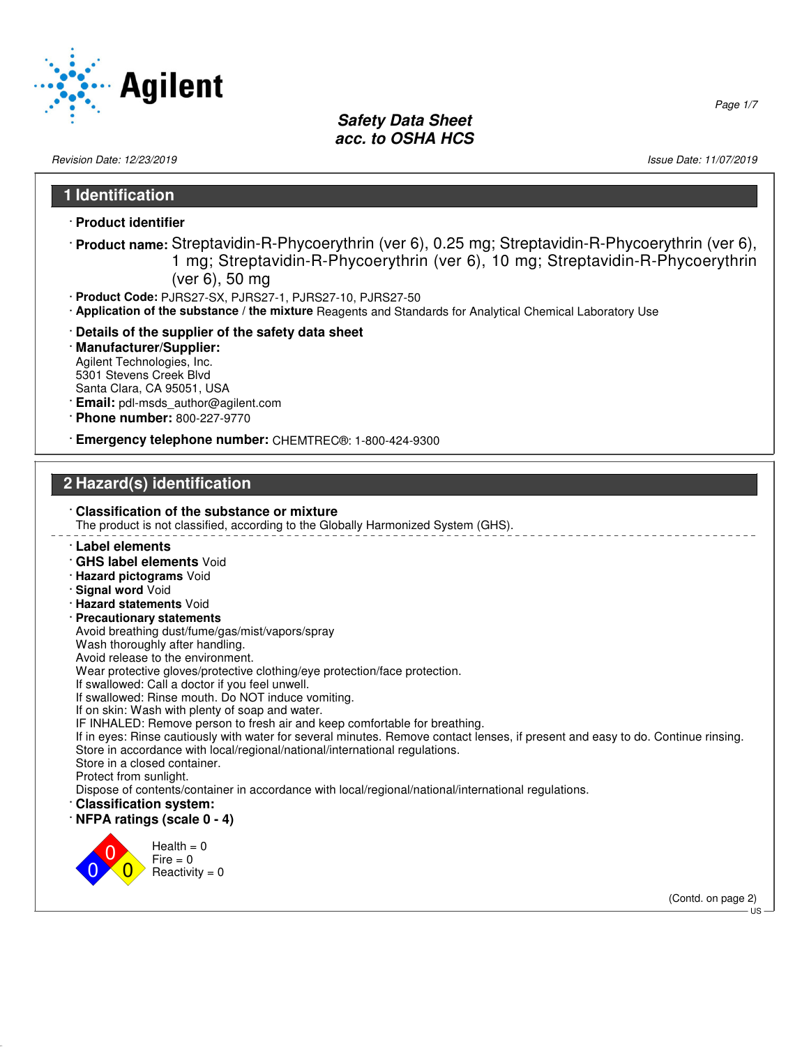# Safety Data Sheet
## acc. to OSHA HCS

Revision Date: 12/23/2019 Issue Date: 11/07/2019

## 1 Identification

· **Product identifier**

· **Product name:** Streptavidin-R-Phycoerythrin (ver 6), 0.25 mg; Streptavidin-R-Phycoerythrin (ver 6), 1 mg; Streptavidin-R-Phycoerythrin (ver 6), 10 mg; Streptavidin-R-Phycoerythrin (ver 6), 50 mg

· **Product Code:** PJRS27-SX, PJRS27-1, PJRS27-10, PJRS27-50

· **Application of the substance / the mixture** Reagents and Standards for Analytical Chemical Laboratory Use

· **Details of the supplier of the safety data sheet**

· **Manufacturer/Supplier:**
Agilent Technologies, Inc.
5301 Stevens Creek Blvd
Santa Clara, CA 95051, USA

· **Email:** pdl-msds_author@agilent.com

· **Phone number:** 800-227-9770

· **Emergency telephone number:** CHEMTREC®: 1-800-424-9300

## 2 Hazard(s) identification

· **Classification of the substance or mixture**
The product is not classified, according to the Globally Harmonized System (GHS).

· **Label elements**

· **GHS label elements** Void

· **Hazard pictograms** Void

· **Signal word** Void

· **Hazard statements** Void

· **Precautionary statements**
Avoid breathing dust/fume/gas/mist/vapors/spray
Wash thoroughly after handling.
Avoid release to the environment.
Wear protective gloves/protective clothing/eye protection/face protection.
If swallowed: Call a doctor if you feel unwell.
If swallowed: Rinse mouth. Do NOT induce vomiting.
If on skin: Wash with plenty of soap and water.
IF INHALED: Remove person to fresh air and keep comfortable for breathing.
If in eyes: Rinse cautiously with water for several minutes. Remove contact lenses, if present and easy to do. Continue rinsing.
Store in accordance with local/regional/national/international regulations.
Store in a closed container.
Protect from sunlight.
Dispose of contents/container in accordance with local/regional/national/international regulations.

· **Classification system:**

· **NFPA ratings (scale 0 - 4)**

Health = 0
Fire = 0
Reactivity = 0

(Contd. on page 2)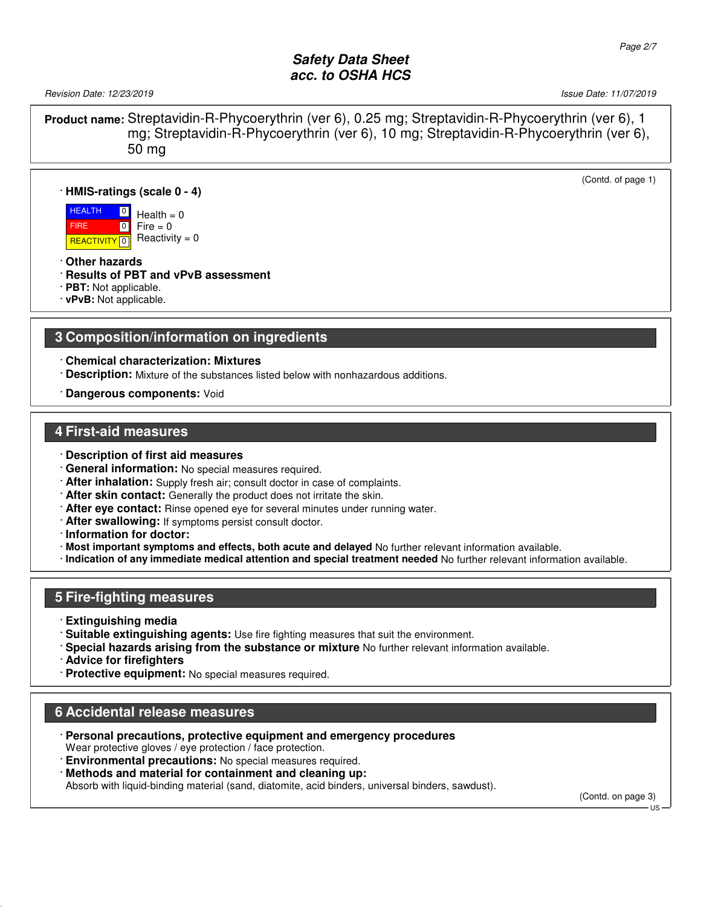**Product name:** Streptavidin-R-Phycoerythrin (ver 6), 0.25 mg; Streptavidin-R-Phycoerythrin (ver 6), 1 mg; Streptavidin-R-Phycoerythrin (ver 6), 10 mg; Streptavidin-R-Phycoerythrin (ver 6), 50 mg

(Contd. of page 1)

· **HMIS-ratings (scale 0 - 4)**

| | | |
|---|---|---|
| HEALTH | 0 | Health = 0 |
| FIRE | 0 | Fire = 0 |
| REACTIVITY | 0 | Reactivity = 0 |

· **Other hazards**
· **Results of PBT and vPvB assessment**
· **PBT:** Not applicable.
· **vPvB:** Not applicable.

## 3 Composition/information on ingredients

· **Chemical characterization: Mixtures**
· **Description:** Mixture of the substances listed below with nonhazardous additions.

· **Dangerous components:** Void

## 4 First-aid measures

· **Description of first aid measures**
· **General information:** No special measures required.
· **After inhalation:** Supply fresh air; consult doctor in case of complaints.
· **After skin contact:** Generally the product does not irritate the skin.
· **After eye contact:** Rinse opened eye for several minutes under running water.
· **After swallowing:** If symptoms persist consult doctor.
· **Information for doctor:**
· **Most important symptoms and effects, both acute and delayed** No further relevant information available.
· **Indication of any immediate medical attention and special treatment needed** No further relevant information available.

## 5 Fire-fighting measures

· **Extinguishing media**
· **Suitable extinguishing agents:** Use fire fighting measures that suit the environment.
· **Special hazards arising from the substance or mixture** No further relevant information available.
· **Advice for firefighters**
· **Protective equipment:** No special measures required.

## 6 Accidental release measures

· **Personal precautions, protective equipment and emergency procedures**
Wear protective gloves / eye protection / face protection.
· **Environmental precautions:** No special measures required.
· **Methods and material for containment and cleaning up:**
Absorb with liquid-binding material (sand, diatomite, acid binders, universal binders, sawdust).

(Contd. on page 3)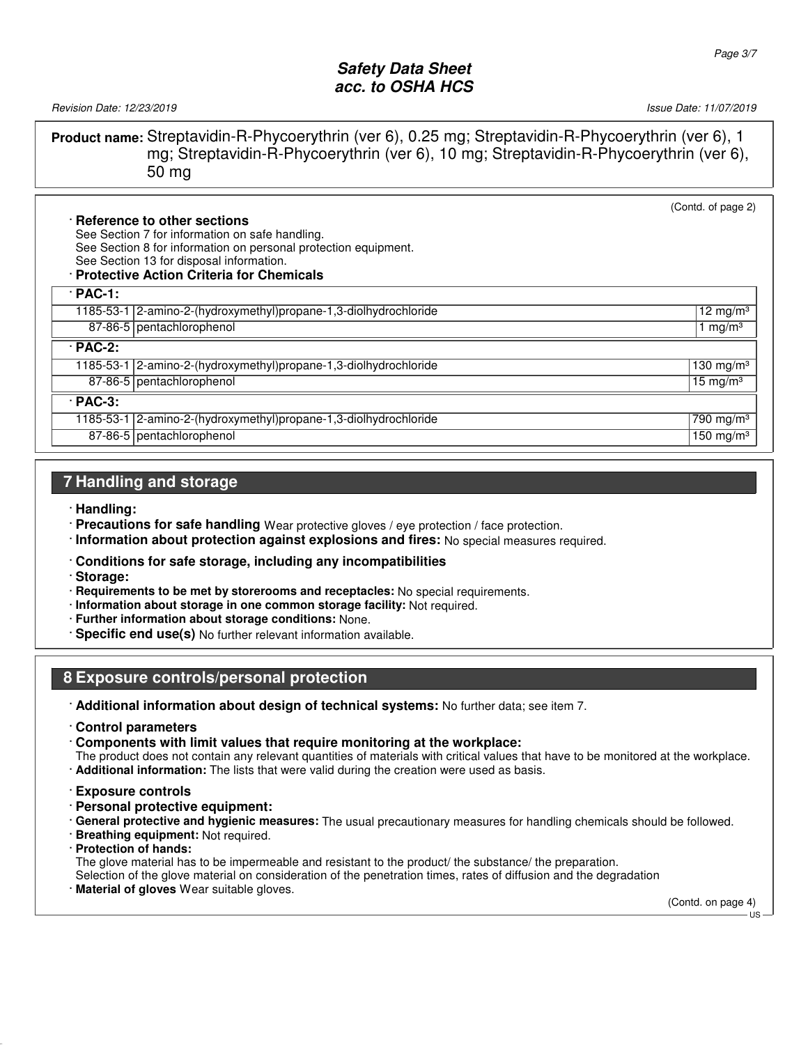**Product name:** Streptavidin-R-Phycoerythrin (ver 6), 0.25 mg; Streptavidin-R-Phycoerythrin (ver 6), 1 mg; Streptavidin-R-Phycoerythrin (ver 6), 10 mg; Streptavidin-R-Phycoerythrin (ver 6), 50 mg

(Contd. of page 2)

· **Reference to other sections**
See Section 7 for information on safe handling.
See Section 8 for information on personal protection equipment.
See Section 13 for disposal information.

· **Protective Action Criteria for Chemicals**

| · **PAC-1:** | | |
|---|---|---|
| 1185-53-1 | 2-amino-2-(hydroxymethyl)propane-1,3-diolhydrochloride | 12 mg/m³ |
| 87-86-5 | pentachlorophenol | 1 mg/m³ |
| · **PAC-2:** | | |
| 1185-53-1 | 2-amino-2-(hydroxymethyl)propane-1,3-diolhydrochloride | 130 mg/m³ |
| 87-86-5 | pentachlorophenol | 15 mg/m³ |
| · **PAC-3:** | | |
| 1185-53-1 | 2-amino-2-(hydroxymethyl)propane-1,3-diolhydrochloride | 790 mg/m³ |
| 87-86-5 | pentachlorophenol | 150 mg/m³ |

## 7 Handling and storage

· **Handling:**
· **Precautions for safe handling** Wear protective gloves / eye protection / face protection.
· **Information about protection against explosions and fires:** No special measures required.

· **Conditions for safe storage, including any incompatibilities**
· **Storage:**
· **Requirements to be met by storerooms and receptacles:** No special requirements.
· **Information about storage in one common storage facility:** Not required.
· **Further information about storage conditions:** None.
· **Specific end use(s)** No further relevant information available.

## 8 Exposure controls/personal protection

· **Additional information about design of technical systems:** No further data; see item 7.

· **Control parameters**
· **Components with limit values that require monitoring at the workplace:**
The product does not contain any relevant quantities of materials with critical values that have to be monitored at the workplace.
· **Additional information:** The lists that were valid during the creation were used as basis.

· **Exposure controls**
· **Personal protective equipment:**
· **General protective and hygienic measures:** The usual precautionary measures for handling chemicals should be followed.
· **Breathing equipment:** Not required.
· **Protection of hands:**
The glove material has to be impermeable and resistant to the product/ the substance/ the preparation.
Selection of the glove material on consideration of the penetration times, rates of diffusion and the degradation
· **Material of gloves** Wear suitable gloves.

(Contd. on page 4)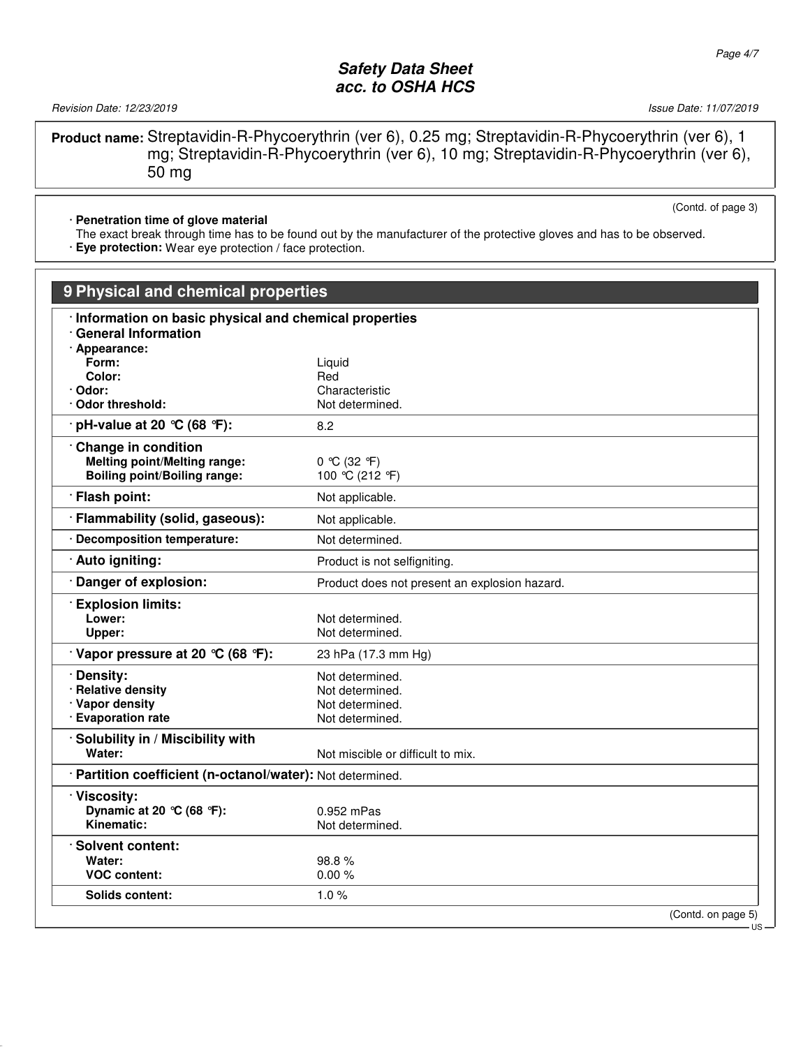**Product name:** Streptavidin-R-Phycoerythrin (ver 6), 0.25 mg; Streptavidin-R-Phycoerythrin (ver 6), 1 mg; Streptavidin-R-Phycoerythrin (ver 6), 10 mg; Streptavidin-R-Phycoerythrin (ver 6), 50 mg

(Contd. of page 3)

· **Penetration time of glove material**
The exact break through time has to be found out by the manufacturer of the protective gloves and has to be observed.
· **Eye protection:** Wear eye protection / face protection.

## 9 Physical and chemical properties

| | |
|---|---|
| · **Information on basic physical and chemical properties** | |
| · **General Information** | |
| · **Appearance:** | |
| **Form:** | Liquid |
| **Color:** | Red |
| · **Odor:** | Characteristic |
| · **Odor threshold:** | Not determined. |
| · **pH-value at 20 °C (68 °F):** | 8.2 |
| · **Change in condition** | |
| **Melting point/Melting range:** | 0 °C (32 °F) |
| **Boiling point/Boiling range:** | 100 °C (212 °F) |
| · **Flash point:** | Not applicable. |
| · **Flammability (solid, gaseous):** | Not applicable. |
| · **Decomposition temperature:** | Not determined. |
| · **Auto igniting:** | Product is not selfigniting. |
| · **Danger of explosion:** | Product does not present an explosion hazard. |
| · **Explosion limits:** | |
| **Lower:** | Not determined. |
| **Upper:** | Not determined. |
| · **Vapor pressure at 20 °C (68 °F):** | 23 hPa (17.3 mm Hg) |
| · **Density:** | Not determined. |
| · **Relative density** | Not determined. |
| · **Vapor density** | Not determined. |
| · **Evaporation rate** | Not determined. |
| · **Solubility in / Miscibility with** | |
| **Water:** | Not miscible or difficult to mix. |
| · **Partition coefficient (n-octanol/water):** | Not determined. |
| · **Viscosity:** | |
| **Dynamic at 20 °C (68 °F):** | 0.952 mPas |
| **Kinematic:** | Not determined. |
| · **Solvent content:** | |
| **Water:** | 98.8 % |
| **VOC content:** | 0.00 % |
| **Solids content:** | 1.0 % |

(Contd. on page 5)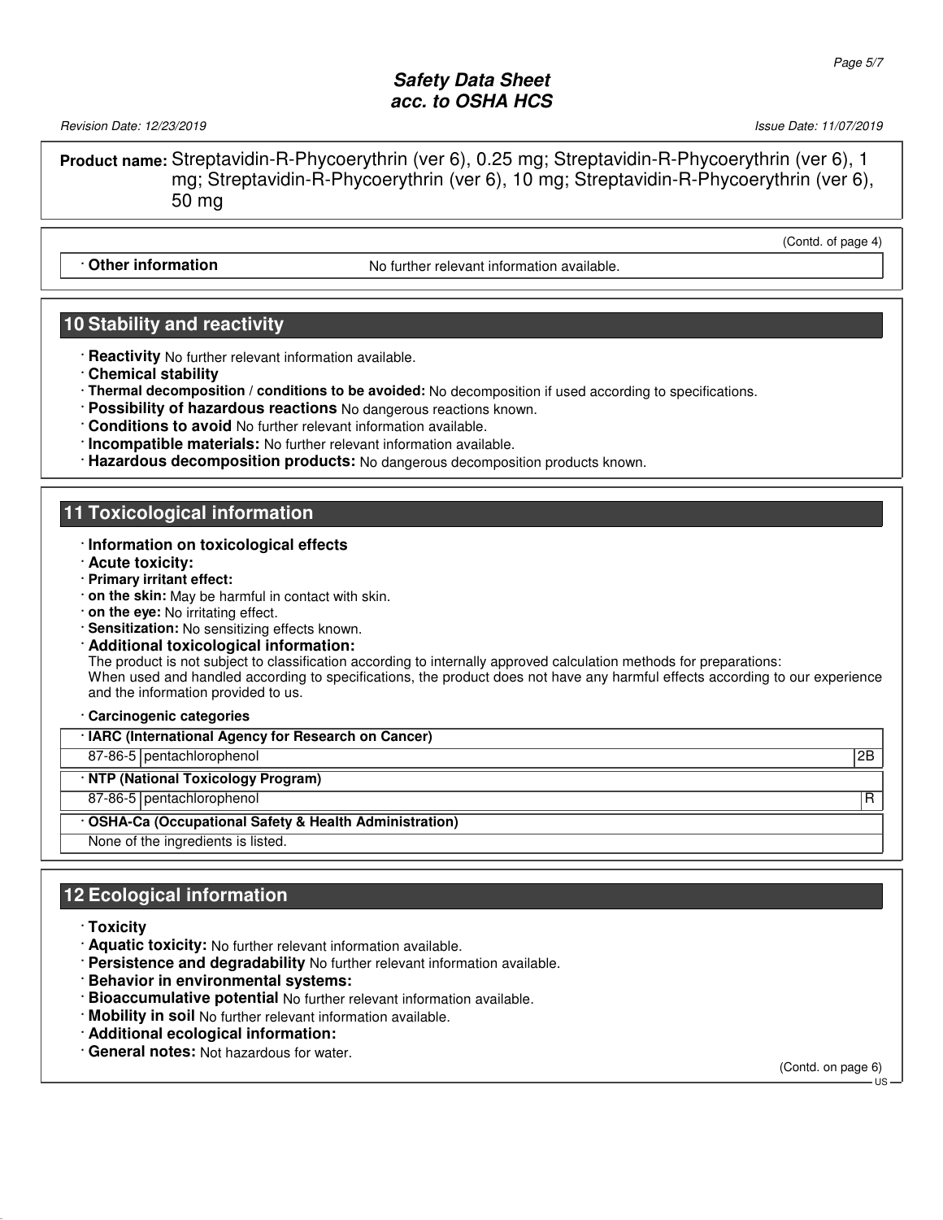**Product name:** Streptavidin-R-Phycoerythrin (ver 6), 0.25 mg; Streptavidin-R-Phycoerythrin (ver 6), 1 mg; Streptavidin-R-Phycoerythrin (ver 6), 10 mg; Streptavidin-R-Phycoerythrin (ver 6), 50 mg

(Contd. of page 4)

· **Other information** No further relevant information available.

## 10 Stability and reactivity

· **Reactivity** No further relevant information available.
· **Chemical stability**
· **Thermal decomposition / conditions to be avoided:** No decomposition if used according to specifications.
· **Possibility of hazardous reactions** No dangerous reactions known.
· **Conditions to avoid** No further relevant information available.
· **Incompatible materials:** No further relevant information available.
· **Hazardous decomposition products:** No dangerous decomposition products known.

## 11 Toxicological information

· **Information on toxicological effects**
· **Acute toxicity:**
· **Primary irritant effect:**
· **on the skin:** May be harmful in contact with skin.
· **on the eye:** No irritating effect.
· **Sensitization:** No sensitizing effects known.
· **Additional toxicological information:**
The product is not subject to classification according to internally approved calculation methods for preparations:
When used and handled according to specifications, the product does not have any harmful effects according to our experience and the information provided to us.

· **Carcinogenic categories**

| · **IARC (International Agency for Research on Cancer)** | | |
|---|---|---|
| 87-86-5 | pentachlorophenol | 2B |
| · **NTP (National Toxicology Program)** | | |
| 87-86-5 | pentachlorophenol | R |
| · **OSHA-Ca (Occupational Safety & Health Administration)** | | |
| None of the ingredients is listed. | | |

## 12 Ecological information

· **Toxicity**
· **Aquatic toxicity:** No further relevant information available.
· **Persistence and degradability** No further relevant information available.
· **Behavior in environmental systems:**
· **Bioaccumulative potential** No further relevant information available.
· **Mobility in soil** No further relevant information available.
· **Additional ecological information:**
· **General notes:** Not hazardous for water.

(Contd. on page 6)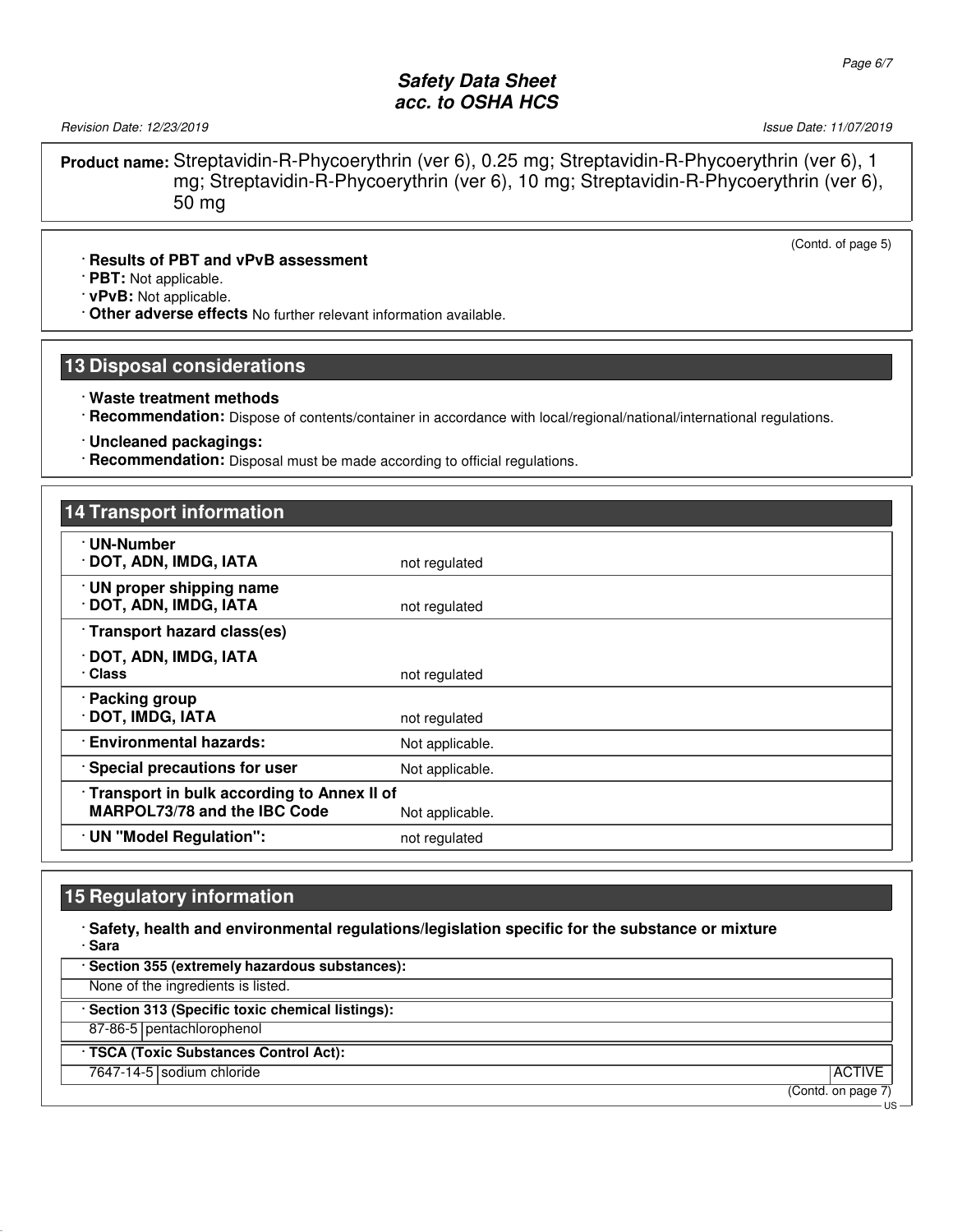**Product name:** Streptavidin-R-Phycoerythrin (ver 6), 0.25 mg; Streptavidin-R-Phycoerythrin (ver 6), 1 mg; Streptavidin-R-Phycoerythrin (ver 6), 10 mg; Streptavidin-R-Phycoerythrin (ver 6), 50 mg

(Contd. of page 5)

· **Results of PBT and vPvB assessment**
· **PBT:** Not applicable.
· **vPvB:** Not applicable.
· **Other adverse effects** No further relevant information available.

## 13 Disposal considerations

· **Waste treatment methods**
· **Recommendation:** Dispose of contents/container in accordance with local/regional/national/international regulations.

· **Uncleaned packagings:**
· **Recommendation:** Disposal must be made according to official regulations.

## 14 Transport information

| | |
|---|---|
| · **UN-Number**<br>· **DOT, ADN, IMDG, IATA** | not regulated |
| · **UN proper shipping name**<br>· **DOT, ADN, IMDG, IATA** | not regulated |
| · **Transport hazard class(es)**<br>· **DOT, ADN, IMDG, IATA**<br>· **Class** | not regulated |
| · **Packing group**<br>· **DOT, IMDG, IATA** | not regulated |
| · **Environmental hazards:** | Not applicable. |
| · **Special precautions for user** | Not applicable. |
| · **Transport in bulk according to Annex II of MARPOL73/78 and the IBC Code** | Not applicable. |
| · **UN "Model Regulation":** | not regulated |

## 15 Regulatory information

· **Safety, health and environmental regulations/legislation specific for the substance or mixture**
· **Sara**

| · **Section 355 (extremely hazardous substances):** | | |
|---|---|---|
| None of the ingredients is listed. | | |
| · **Section 313 (Specific toxic chemical listings):** | | |
| 87-86-5 | pentachlorophenol | |
| · **TSCA (Toxic Substances Control Act):** | | |
| 7647-14-5 | sodium chloride | ACTIVE |

(Contd. on page 7)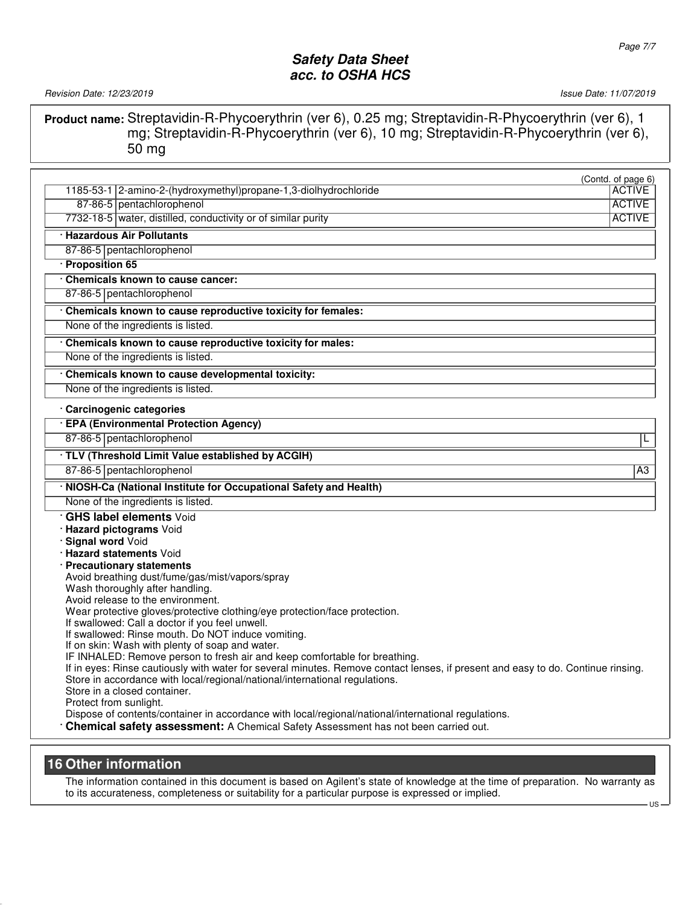Product name: Streptavidin-R-Phycoerythrin (ver 6), 0.25 mg; Streptavidin-R-Phycoerythrin (ver 6), 1 mg; Streptavidin-R-Phycoerythrin (ver 6), 10 mg; Streptavidin-R-Phycoerythrin (ver 6), 50 mg

(Contd. of page 6)

| | | |
|---|---|---|
| 1185-53-1 | 2-amino-2-(hydroxymethyl)propane-1,3-diolhydrochloride | ACTIVE |
| 87-86-5 | pentachlorophenol | ACTIVE |
| 7732-18-5 | water, distilled, conductivity or of similar purity | ACTIVE |

· **Hazardous Air Pollutants**

| | |
|---|---|
| 87-86-5 | pentachlorophenol |

· **Proposition 65**

· **Chemicals known to cause cancer:**

| | |
|---|---|
| 87-86-5 | pentachlorophenol |

· **Chemicals known to cause reproductive toxicity for females:**

None of the ingredients is listed.

· **Chemicals known to cause reproductive toxicity for males:**

None of the ingredients is listed.

· **Chemicals known to cause developmental toxicity:**

None of the ingredients is listed.

· **Carcinogenic categories**

· **EPA (Environmental Protection Agency)**

| | | |
|---|---|---|
| 87-86-5 | pentachlorophenol | L |

· **TLV (Threshold Limit Value established by ACGIH)**

| | | |
|---|---|---|
| 87-86-5 | pentachlorophenol | A3 |

· **NIOSH-Ca (National Institute for Occupational Safety and Health)**

None of the ingredients is listed.

· **GHS label elements** Void
· **Hazard pictograms** Void
· **Signal word** Void
· **Hazard statements** Void
· **Precautionary statements**
Avoid breathing dust/fume/gas/mist/vapors/spray
Wash thoroughly after handling.
Avoid release to the environment.
Wear protective gloves/protective clothing/eye protection/face protection.
If swallowed: Call a doctor if you feel unwell.
If swallowed: Rinse mouth. Do NOT induce vomiting.
If on skin: Wash with plenty of soap and water.
IF INHALED: Remove person to fresh air and keep comfortable for breathing.
If in eyes: Rinse cautiously with water for several minutes. Remove contact lenses, if present and easy to do. Continue rinsing.
Store in accordance with local/regional/national/international regulations.
Store in a closed container.
Protect from sunlight.
Dispose of contents/container in accordance with local/regional/national/international regulations.
· **Chemical safety assessment:** A Chemical Safety Assessment has not been carried out.

## 16 Other information

The information contained in this document is based on Agilent's state of knowledge at the time of preparation. No warranty as to its accurateness, completeness or suitability for a particular purpose is expressed or implied.